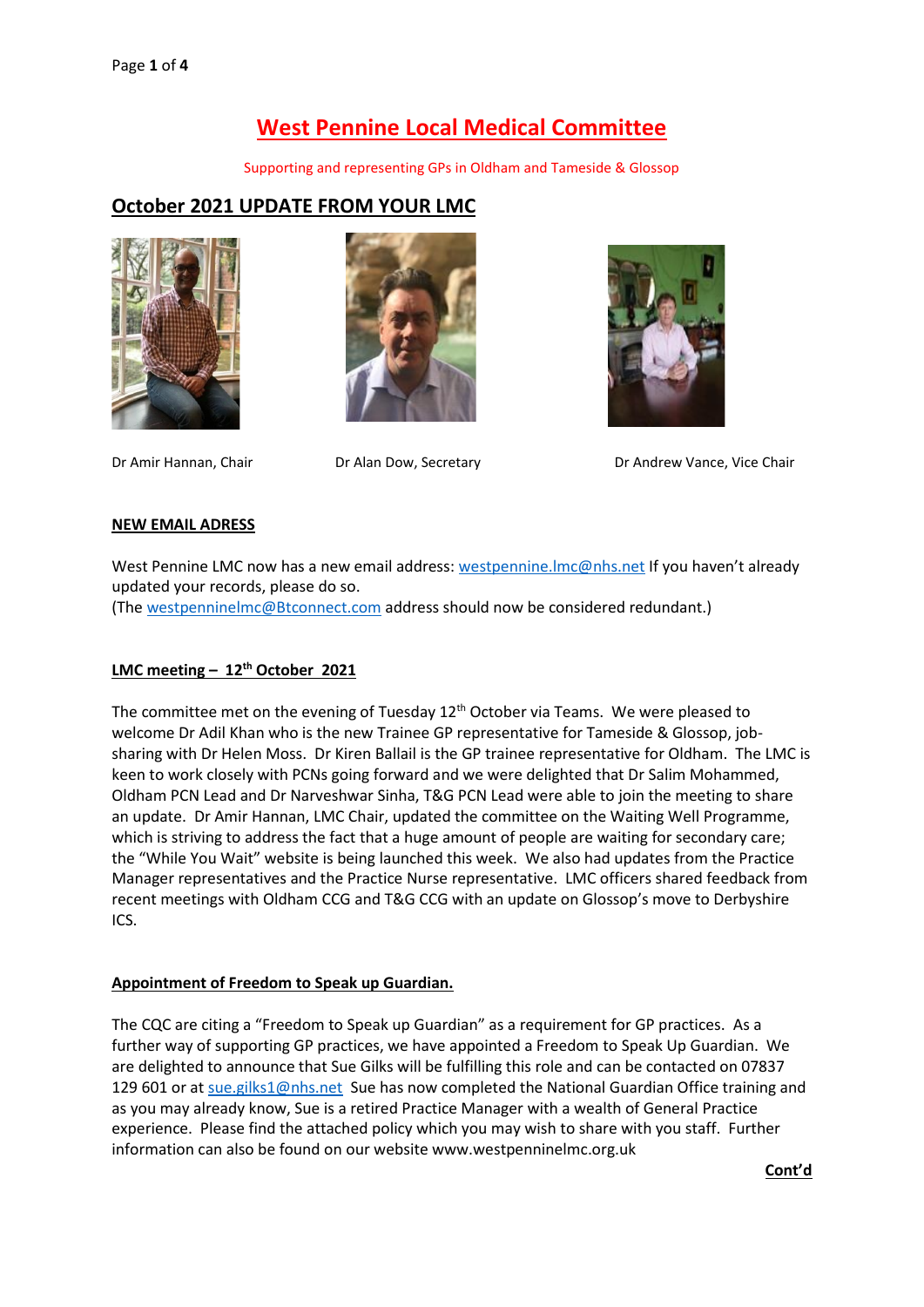# West Pennine Local Medical Committee

Supporting and representing GPs in Oldham and Tameside & Glossop

## October 2021 UPDATE FROM YOUR LMC

Dr Amir Hannan, Chair

Dr Alan Dow, Secretary

Dr Andrew Vance, Vice Chair

### NEW EMAIL ADRESS

West Pennine LMC now has a new email address: westpennine.lmc@nhs.net If you haven't already updated your records, please do so.
(The westpenninelmc@Btconnect.com address should now be considered redundant.)

### LMC meeting – 12th October 2021

The committee met on the evening of Tuesday 12th October via Teams. We were pleased to welcome Dr Adil Khan who is the new Trainee GP representative for Tameside & Glossop, job-sharing with Dr Helen Moss. Dr Kiren Ballail is the GP trainee representative for Oldham. The LMC is keen to work closely with PCNs going forward and we were delighted that Dr Salim Mohammed, Oldham PCN Lead and Dr Narveshwar Sinha, T&G PCN Lead were able to join the meeting to share an update. Dr Amir Hannan, LMC Chair, updated the committee on the Waiting Well Programme, which is striving to address the fact that a huge amount of people are waiting for secondary care; the "While You Wait" website is being launched this week. We also had updates from the Practice Manager representatives and the Practice Nurse representative. LMC officers shared feedback from recent meetings with Oldham CCG and T&G CCG with an update on Glossop's move to Derbyshire ICS.

### Appointment of Freedom to Speak up Guardian.

The CQC are citing a "Freedom to Speak up Guardian" as a requirement for GP practices. As a further way of supporting GP practices, we have appointed a Freedom to Speak Up Guardian. We are delighted to announce that Sue Gilks will be fulfilling this role and can be contacted on 07837 129 601 or at sue.gilks1@nhs.net Sue has now completed the National Guardian Office training and as you may already know, Sue is a retired Practice Manager with a wealth of General Practice experience. Please find the attached policy which you may wish to share with you staff. Further information can also be found on our website www.westpenninelmc.org.uk

**Cont'd**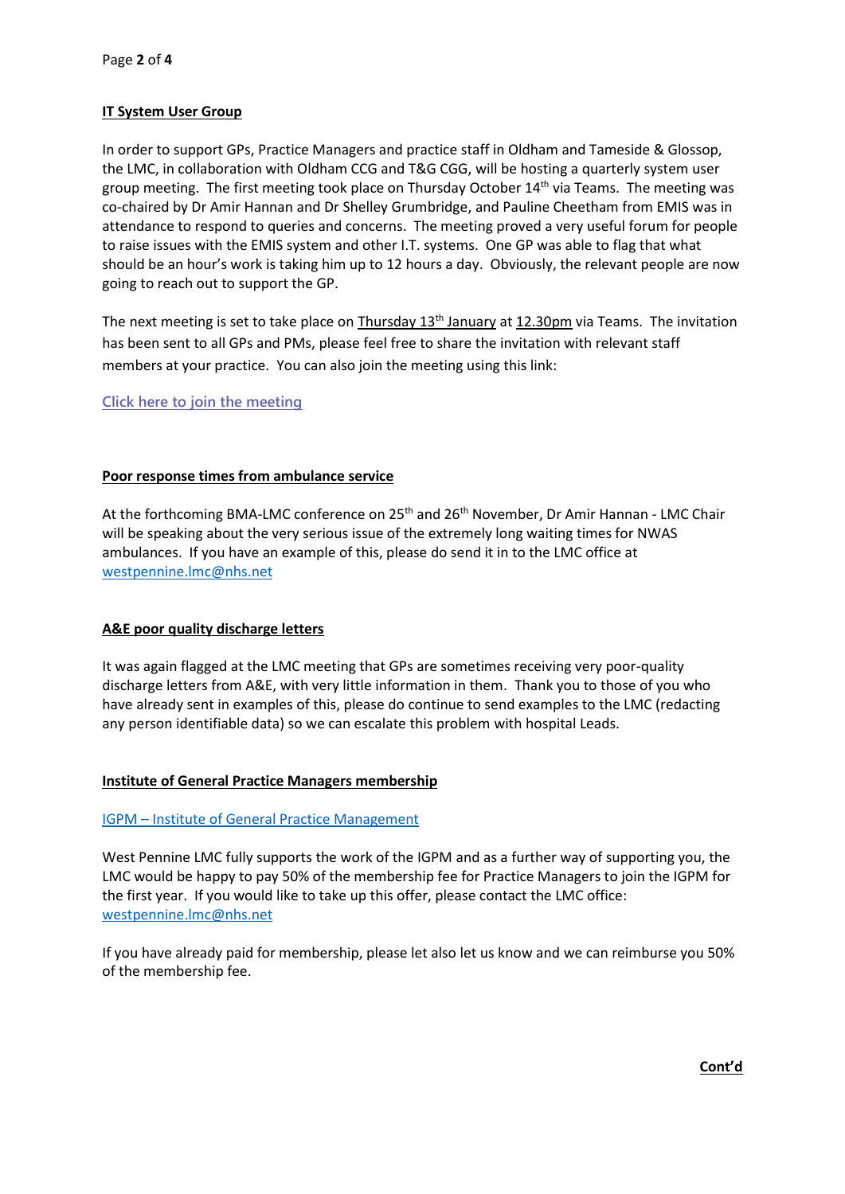**IT System User Group**

In order to support GPs, Practice Managers and practice staff in Oldham and Tameside & Glossop, the LMC, in collaboration with Oldham CCG and T&G CGG, will be hosting a quarterly system user group meeting. The first meeting took place on Thursday October 14th via Teams. The meeting was co-chaired by Dr Amir Hannan and Dr Shelley Grumbridge, and Pauline Cheetham from EMIS was in attendance to respond to queries and concerns. The meeting proved a very useful forum for people to raise issues with the EMIS system and other I.T. systems. One GP was able to flag that what should be an hour's work is taking him up to 12 hours a day. Obviously, the relevant people are now going to reach out to support the GP.

The next meeting is set to take place on Thursday 13th January at 12.30pm via Teams. The invitation has been sent to all GPs and PMs, please feel free to share the invitation with relevant staff members at your practice. You can also join the meeting using this link:

Click here to join the meeting

**Poor response times from ambulance service**

At the forthcoming BMA-LMC conference on 25th and 26th November, Dr Amir Hannan - LMC Chair will be speaking about the very serious issue of the extremely long waiting times for NWAS ambulances. If you have an example of this, please do send it in to the LMC office at westpennine.lmc@nhs.net

**A&E poor quality discharge letters**

It was again flagged at the LMC meeting that GPs are sometimes receiving very poor-quality discharge letters from A&E, with very little information in them. Thank you to those of you who have already sent in examples of this, please do continue to send examples to the LMC (redacting any person identifiable data) so we can escalate this problem with hospital Leads.

**Institute of General Practice Managers membership**

IGPM – Institute of General Practice Management

West Pennine LMC fully supports the work of the IGPM and as a further way of supporting you, the LMC would be happy to pay 50% of the membership fee for Practice Managers to join the IGPM for the first year. If you would like to take up this offer, please contact the LMC office: westpennine.lmc@nhs.net

If you have already paid for membership, please let also let us know and we can reimburse you 50% of the membership fee.

**Cont'd**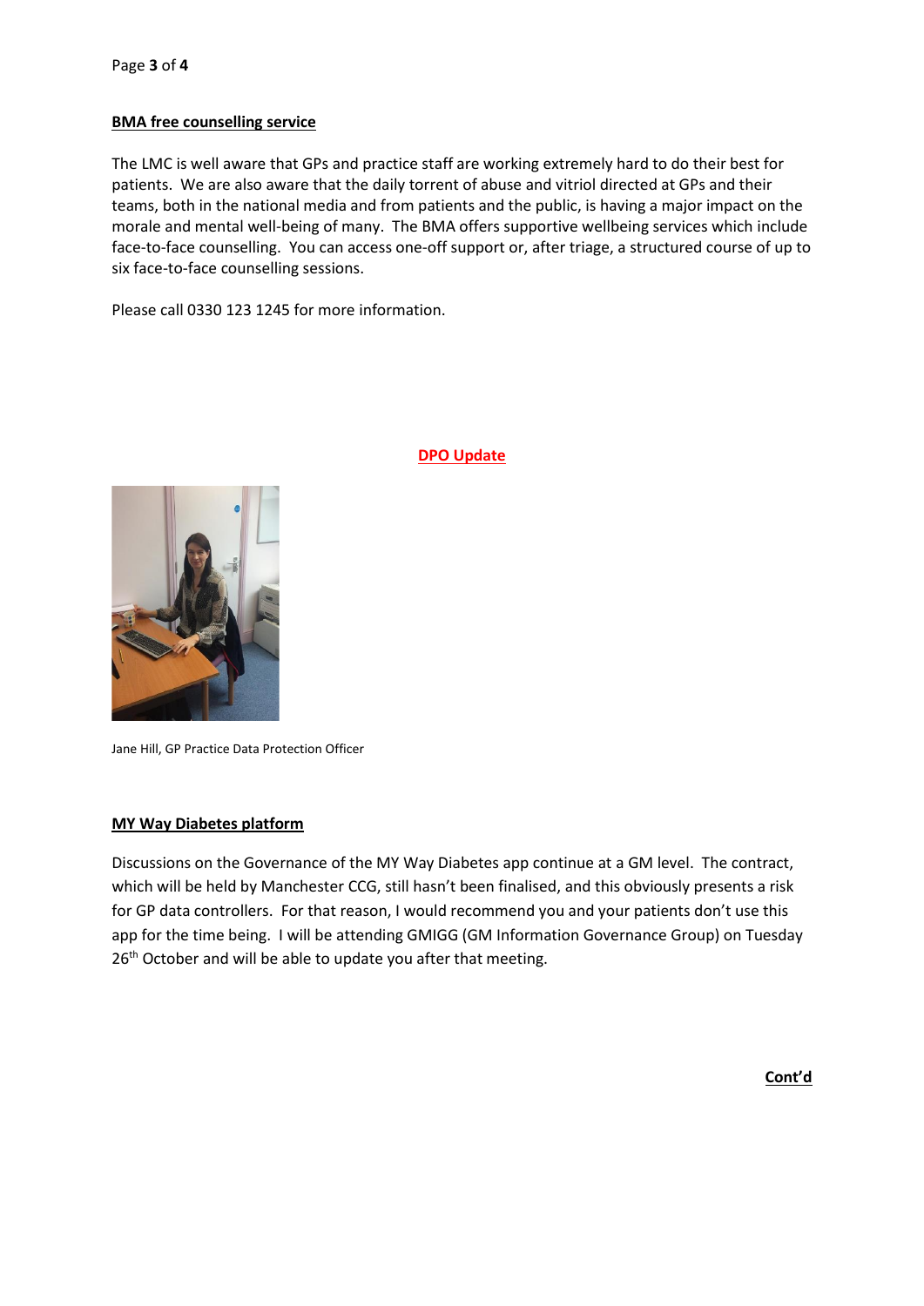## BMA free counselling service

The LMC is well aware that GPs and practice staff are working extremely hard to do their best for patients. We are also aware that the daily torrent of abuse and vitriol directed at GPs and their teams, both in the national media and from patients and the public, is having a major impact on the morale and mental well-being of many. The BMA offers supportive wellbeing services which include face-to-face counselling. You can access one-off support or, after triage, a structured course of up to six face-to-face counselling sessions.

Please call 0330 123 1245 for more information.

## DPO Update

Jane Hill, GP Practice Data Protection Officer

## MY Way Diabetes platform

Discussions on the Governance of the MY Way Diabetes app continue at a GM level. The contract, which will be held by Manchester CCG, still hasn't been finalised, and this obviously presents a risk for GP data controllers. For that reason, I would recommend you and your patients don't use this app for the time being. I will be attending GMIGG (GM Information Governance Group) on Tuesday 26th October and will be able to update you after that meeting.

**Cont'd**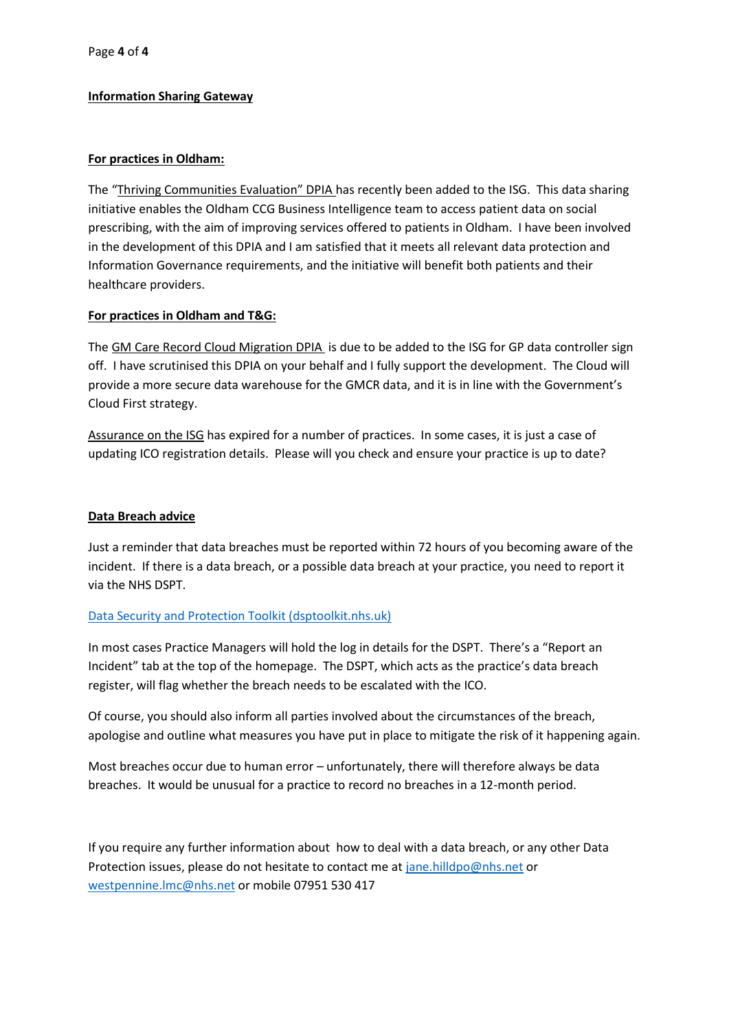## Information Sharing Gateway

### For practices in Oldham:

The "Thriving Communities Evaluation" DPIA has recently been added to the ISG. This data sharing initiative enables the Oldham CCG Business Intelligence team to access patient data on social prescribing, with the aim of improving services offered to patients in Oldham. I have been involved in the development of this DPIA and I am satisfied that it meets all relevant data protection and Information Governance requirements, and the initiative will benefit both patients and their healthcare providers.

### For practices in Oldham and T&G:

The GM Care Record Cloud Migration DPIA is due to be added to the ISG for GP data controller sign off. I have scrutinised this DPIA on your behalf and I fully support the development. The Cloud will provide a more secure data warehouse for the GMCR data, and it is in line with the Government's Cloud First strategy.

Assurance on the ISG has expired for a number of practices. In some cases, it is just a case of updating ICO registration details. Please will you check and ensure your practice is up to date?

## Data Breach advice

Just a reminder that data breaches must be reported within 72 hours of you becoming aware of the incident. If there is a data breach, or a possible data breach at your practice, you need to report it via the NHS DSPT.

[Data Security and Protection Toolkit (dsptoolkit.nhs.uk)](https://www.dsptoolkit.nhs.uk)

In most cases Practice Managers will hold the log in details for the DSPT. There's a "Report an Incident" tab at the top of the homepage. The DSPT, which acts as the practice's data breach register, will flag whether the breach needs to be escalated with the ICO.

Of course, you should also inform all parties involved about the circumstances of the breach, apologise and outline what measures you have put in place to mitigate the risk of it happening again.

Most breaches occur due to human error – unfortunately, there will therefore always be data breaches. It would be unusual for a practice to record no breaches in a 12-month period.

If you require any further information about how to deal with a data breach, or any other Data Protection issues, please do not hesitate to contact me at jane.hilldpo@nhs.net or westpennine.lmc@nhs.net or mobile 07951 530 417